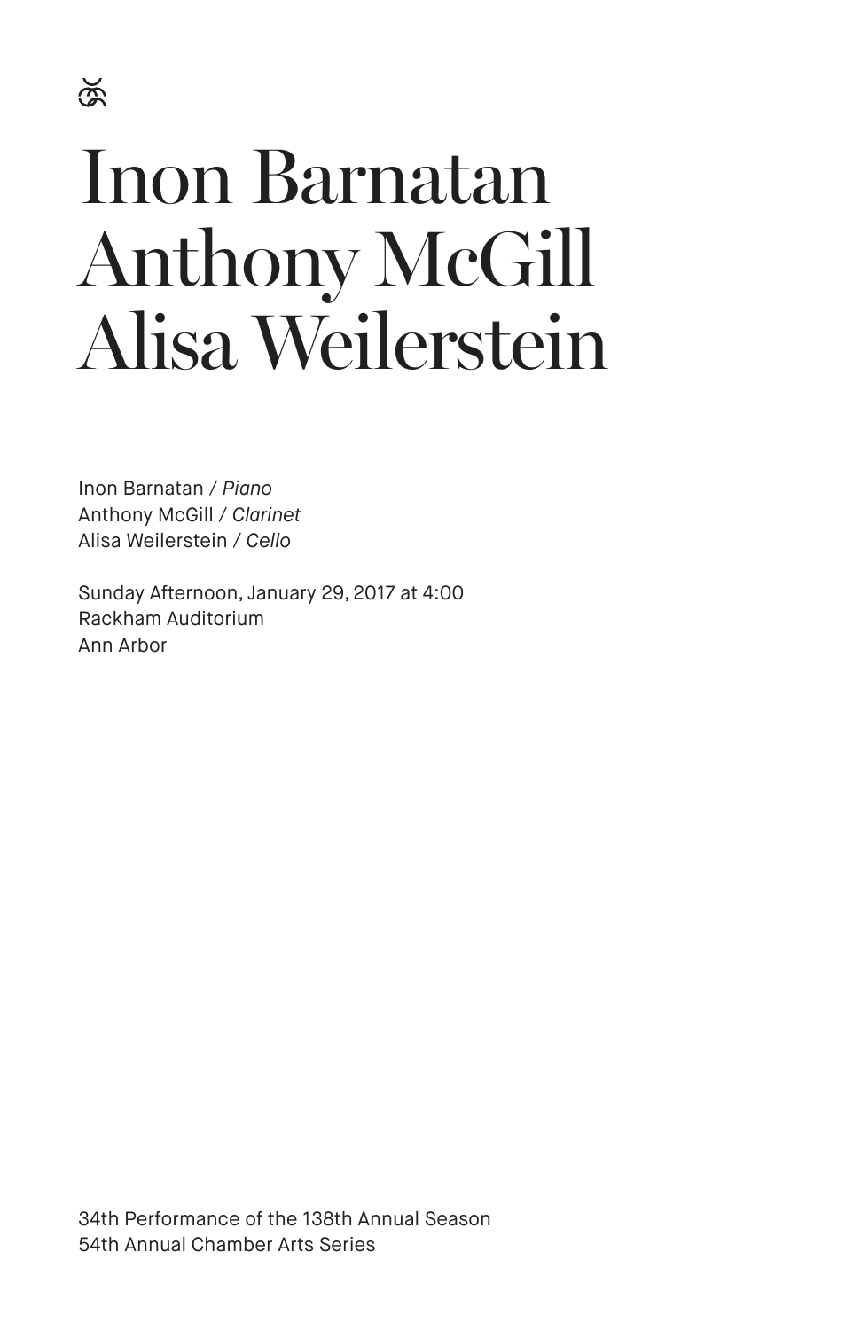# Inon Barnatan
# Anthony McGill
# Alisa Weilerstein

Inon Barnatan / *Piano*
Anthony McGill / *Clarinet*
Alisa Weilerstein / *Cello*

Sunday Afternoon, January 29, 2017 at 4:00
Rackham Auditorium
Ann Arbor

34th Performance of the 138th Annual Season
54th Annual Chamber Arts Series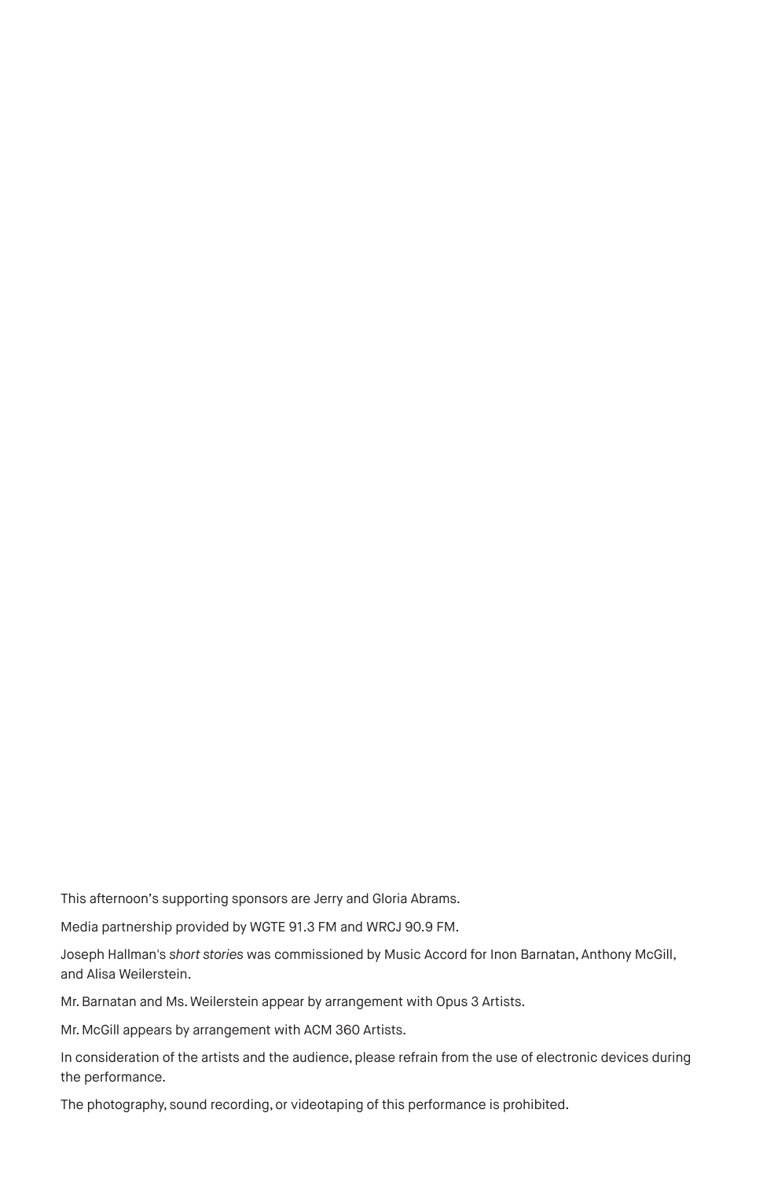This afternoon's supporting sponsors are Jerry and Gloria Abrams.

Media partnership provided by WGTE 91.3 FM and WRCJ 90.9 FM.

Joseph Hallman's *short stories* was commissioned by Music Accord for Inon Barnatan, Anthony McGill, and Alisa Weilerstein.

Mr. Barnatan and Ms. Weilerstein appear by arrangement with Opus 3 Artists.

Mr. McGill appears by arrangement with ACM 360 Artists.

In consideration of the artists and the audience, please refrain from the use of electronic devices during the performance.

The photography, sound recording, or videotaping of this performance is prohibited.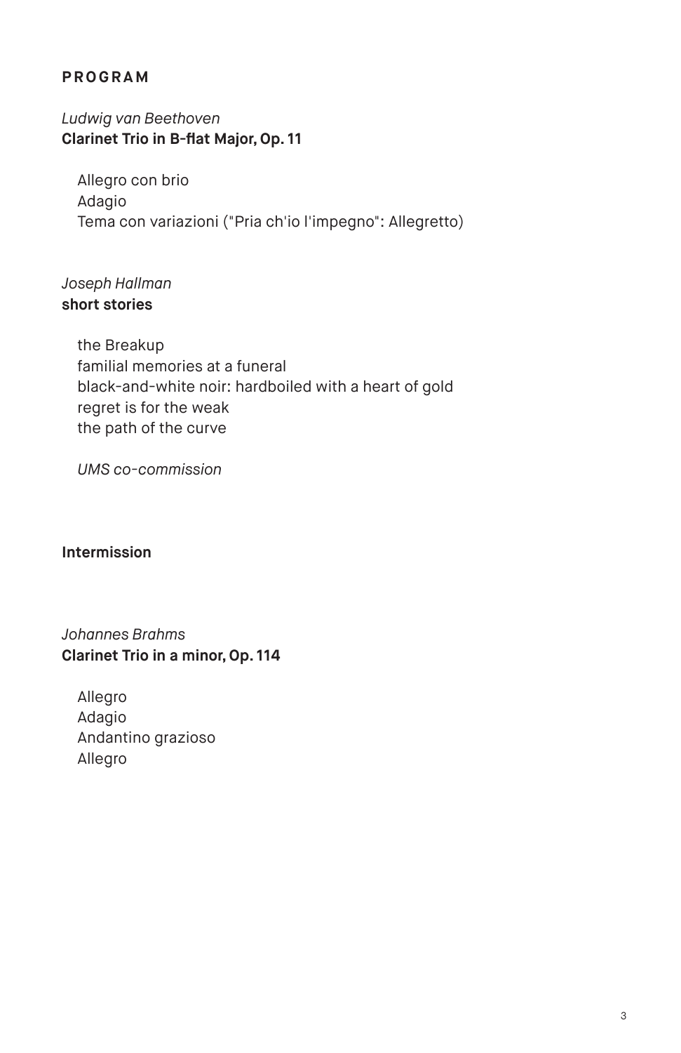## PROGRAM

*Ludwig van Beethoven*
**Clarinet Trio in B-flat Major, Op. 11**

Allegro con brio
Adagio
Tema con variazioni ("Pria ch'io l'impegno": Allegretto)

*Joseph Hallman*
**short stories**

the Breakup
familial memories at a funeral
black-and-white noir: hardboiled with a heart of gold
regret is for the weak
the path of the curve

*UMS co-commission*

**Intermission**

*Johannes Brahms*
**Clarinet Trio in a minor, Op. 114**

Allegro
Adagio
Andantino grazioso
Allegro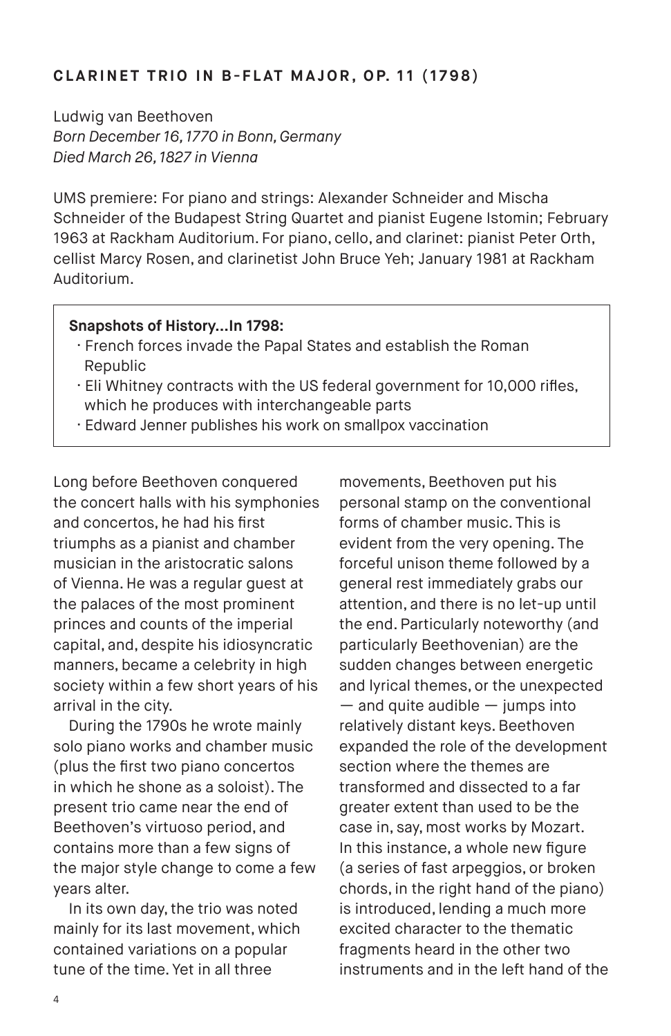## CLARINET TRIO IN B-FLAT MAJOR, OP. 11 (1798)

Ludwig van Beethoven
*Born December 16, 1770 in Bonn, Germany*
*Died March 26, 1827 in Vienna*

UMS premiere: For piano and strings: Alexander Schneider and Mischa Schneider of the Budapest String Quartet and pianist Eugene Istomin; February 1963 at Rackham Auditorium. For piano, cello, and clarinet: pianist Peter Orth, cellist Marcy Rosen, and clarinetist John Bruce Yeh; January 1981 at Rackham Auditorium.

**Snapshots of History…In 1798:**

- French forces invade the Papal States and establish the Roman Republic
- Eli Whitney contracts with the US federal government for 10,000 rifles, which he produces with interchangeable parts
- Edward Jenner publishes his work on smallpox vaccination

Long before Beethoven conquered the concert halls with his symphonies and concertos, he had his first triumphs as a pianist and chamber musician in the aristocratic salons of Vienna. He was a regular guest at the palaces of the most prominent princes and counts of the imperial capital, and, despite his idiosyncratic manners, became a celebrity in high society within a few short years of his arrival in the city.

During the 1790s he wrote mainly solo piano works and chamber music (plus the first two piano concertos in which he shone as a soloist). The present trio came near the end of Beethoven's virtuoso period, and contains more than a few signs of the major style change to come a few years alter.

In its own day, the trio was noted mainly for its last movement, which contained variations on a popular tune of the time. Yet in all three movements, Beethoven put his personal stamp on the conventional forms of chamber music. This is evident from the very opening. The forceful unison theme followed by a general rest immediately grabs our attention, and there is no let-up until the end. Particularly noteworthy (and particularly Beethovenian) are the sudden changes between energetic and lyrical themes, or the unexpected — and quite audible — jumps into relatively distant keys. Beethoven expanded the role of the development section where the themes are transformed and dissected to a far greater extent than used to be the case in, say, most works by Mozart. In this instance, a whole new figure (a series of fast arpeggios, or broken chords, in the right hand of the piano) is introduced, lending a much more excited character to the thematic fragments heard in the other two instruments and in the left hand of the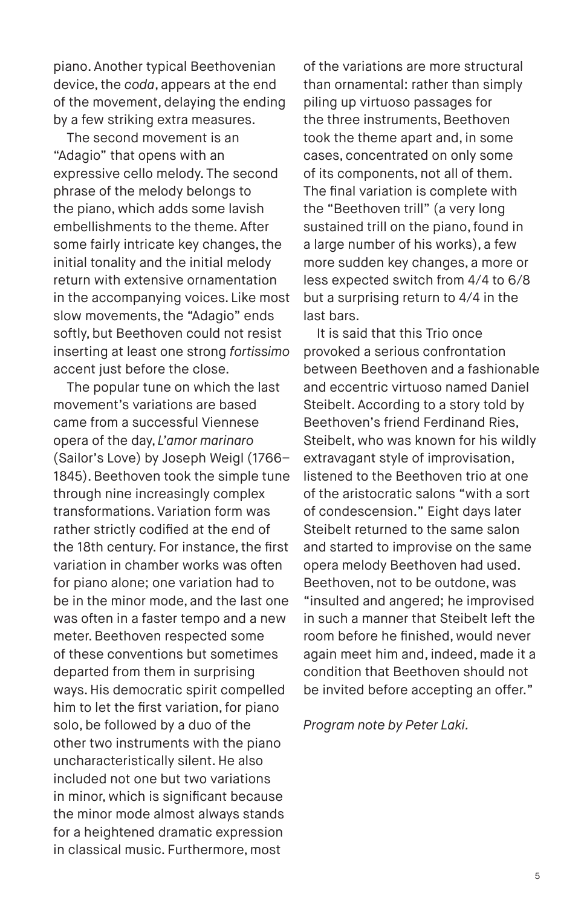piano. Another typical Beethovenian device, the *coda*, appears at the end of the movement, delaying the ending by a few striking extra measures.

The second movement is an "Adagio" that opens with an expressive cello melody. The second phrase of the melody belongs to the piano, which adds some lavish embellishments to the theme. After some fairly intricate key changes, the initial tonality and the initial melody return with extensive ornamentation in the accompanying voices. Like most slow movements, the "Adagio" ends softly, but Beethoven could not resist inserting at least one strong *fortissimo* accent just before the close.

The popular tune on which the last movement's variations are based came from a successful Viennese opera of the day, *L'amor marinaro* (Sailor's Love) by Joseph Weigl (1766–1845). Beethoven took the simple tune through nine increasingly complex transformations. Variation form was rather strictly codified at the end of the 18th century. For instance, the first variation in chamber works was often for piano alone; one variation had to be in the minor mode, and the last one was often in a faster tempo and a new meter. Beethoven respected some of these conventions but sometimes departed from them in surprising ways. His democratic spirit compelled him to let the first variation, for piano solo, be followed by a duo of the other two instruments with the piano uncharacteristically silent. He also included not one but two variations in minor, which is significant because the minor mode almost always stands for a heightened dramatic expression in classical music. Furthermore, most of the variations are more structural than ornamental: rather than simply piling up virtuoso passages for the three instruments, Beethoven took the theme apart and, in some cases, concentrated on only some of its components, not all of them. The final variation is complete with the "Beethoven trill" (a very long sustained trill on the piano, found in a large number of his works), a few more sudden key changes, a more or less expected switch from 4/4 to 6/8 but a surprising return to 4/4 in the last bars.

It is said that this Trio once provoked a serious confrontation between Beethoven and a fashionable and eccentric virtuoso named Daniel Steibelt. According to a story told by Beethoven's friend Ferdinand Ries, Steibelt, who was known for his wildly extravagant style of improvisation, listened to the Beethoven trio at one of the aristocratic salons "with a sort of condescension." Eight days later Steibelt returned to the same salon and started to improvise on the same opera melody Beethoven had used. Beethoven, not to be outdone, was "insulted and angered; he improvised in such a manner that Steibelt left the room before he finished, would never again meet him and, indeed, made it a condition that Beethoven should not be invited before accepting an offer."

*Program note by Peter Laki.*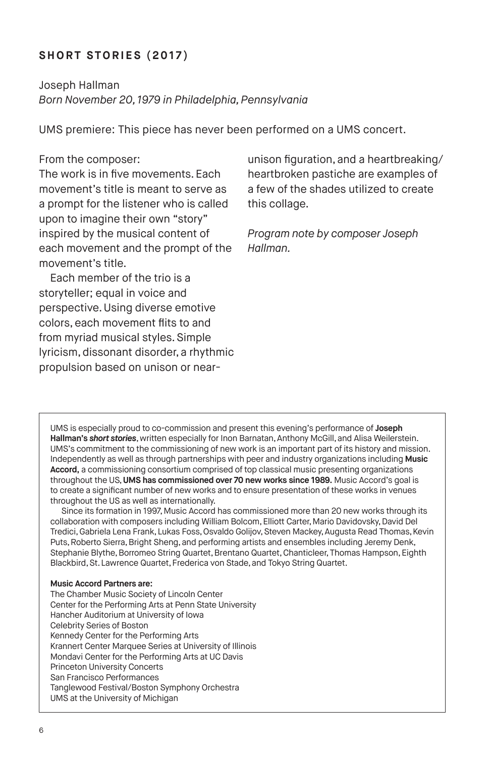## SHORT STORIES (2017)

Joseph Hallman
*Born November 20, 1979 in Philadelphia, Pennsylvania*

UMS premiere: This piece has never been performed on a UMS concert.

From the composer:
The work is in five movements. Each movement's title is meant to serve as a prompt for the listener who is called upon to imagine their own "story" inspired by the musical content of each movement and the prompt of the movement's title.

Each member of the trio is a storyteller; equal in voice and perspective. Using diverse emotive colors, each movement flits to and from myriad musical styles. Simple lyricism, dissonant disorder, a rhythmic propulsion based on unison or near-unison figuration, and a heartbreaking/heartbroken pastiche are examples of a few of the shades utilized to create this collage.

*Program note by composer Joseph Hallman.*

---

UMS is especially proud to co-commission and present this evening's performance of **Joseph Hallman's *short stories***, written especially for Inon Barnatan, Anthony McGill, and Alisa Weilerstein. UMS's commitment to the commissioning of new work is an important part of its history and mission. Independently as well as through partnerships with peer and industry organizations including **Music Accord,** a commissioning consortium comprised of top classical music presenting organizations throughout the US, **UMS has commissioned over 70 new works since 1989.** Music Accord's goal is to create a significant number of new works and to ensure presentation of these works in venues throughout the US as well as internationally.

Since its formation in 1997, Music Accord has commissioned more than 20 new works through its collaboration with composers including William Bolcom, Elliott Carter, Mario Davidovsky, David Del Tredici, Gabriela Lena Frank, Lukas Foss, Osvaldo Golijov, Steven Mackey, Augusta Read Thomas, Kevin Puts, Roberto Sierra, Bright Sheng, and performing artists and ensembles including Jeremy Denk, Stephanie Blythe, Borromeo String Quartet, Brentano Quartet, Chanticleer, Thomas Hampson, Eighth Blackbird, St. Lawrence Quartet, Frederica von Stade, and Tokyo String Quartet.

**Music Accord Partners are:**
The Chamber Music Society of Lincoln Center
Center for the Performing Arts at Penn State University
Hancher Auditorium at University of Iowa
Celebrity Series of Boston
Kennedy Center for the Performing Arts
Krannert Center Marquee Series at University of Illinois
Mondavi Center for the Performing Arts at UC Davis
Princeton University Concerts
San Francisco Performances
Tanglewood Festival/Boston Symphony Orchestra
UMS at the University of Michigan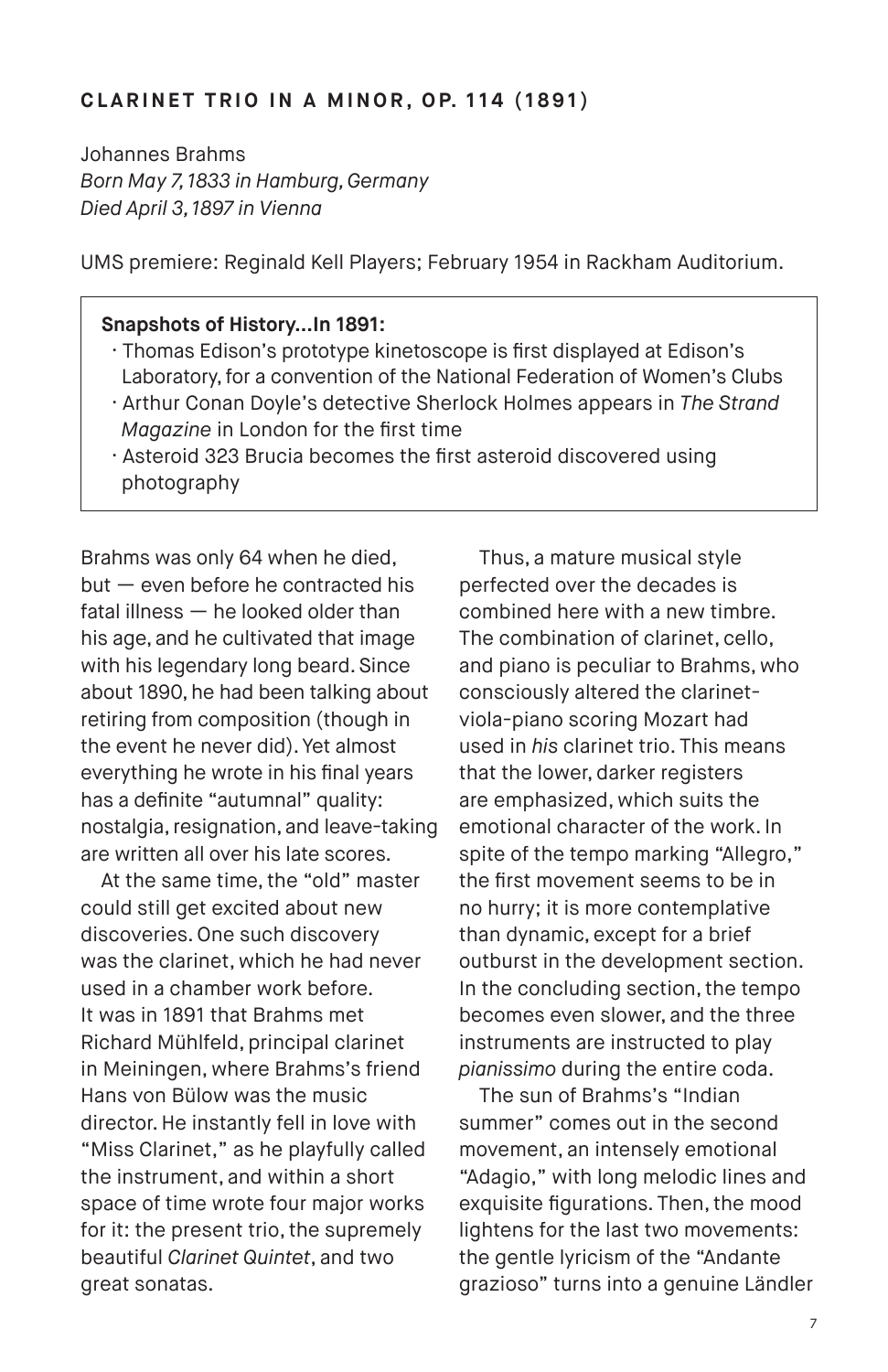## CLARINET TRIO IN A MINOR, OP. 114 (1891)

Johannes Brahms
*Born May 7, 1833 in Hamburg, Germany*
*Died April 3, 1897 in Vienna*

UMS premiere: Reginald Kell Players; February 1954 in Rackham Auditorium.

> **Snapshots of History...In 1891:**
> - Thomas Edison's prototype kinetoscope is first displayed at Edison's Laboratory, for a convention of the National Federation of Women's Clubs
> - Arthur Conan Doyle's detective Sherlock Holmes appears in *The Strand Magazine* in London for the first time
> - Asteroid 323 Brucia becomes the first asteroid discovered using photography

Brahms was only 64 when he died, but — even before he contracted his fatal illness — he looked older than his age, and he cultivated that image with his legendary long beard. Since about 1890, he had been talking about retiring from composition (though in the event he never did). Yet almost everything he wrote in his final years has a definite "autumnal" quality: nostalgia, resignation, and leave-taking are written all over his late scores.

At the same time, the "old" master could still get excited about new discoveries. One such discovery was the clarinet, which he had never used in a chamber work before. It was in 1891 that Brahms met Richard Mühlfeld, principal clarinet in Meiningen, where Brahms's friend Hans von Bülow was the music director. He instantly fell in love with "Miss Clarinet," as he playfully called the instrument, and within a short space of time wrote four major works for it: the present trio, the supremely beautiful *Clarinet Quintet*, and two great sonatas.

Thus, a mature musical style perfected over the decades is combined here with a new timbre. The combination of clarinet, cello, and piano is peculiar to Brahms, who consciously altered the clarinet-viola-piano scoring Mozart had used in *his* clarinet trio. This means that the lower, darker registers are emphasized, which suits the emotional character of the work. In spite of the tempo marking "Allegro," the first movement seems to be in no hurry; it is more contemplative than dynamic, except for a brief outburst in the development section. In the concluding section, the tempo becomes even slower, and the three instruments are instructed to play *pianissimo* during the entire coda.

The sun of Brahms's "Indian summer" comes out in the second movement, an intensely emotional "Adagio," with long melodic lines and exquisite figurations. Then, the mood lightens for the last two movements: the gentle lyricism of the "Andante grazioso" turns into a genuine Ländler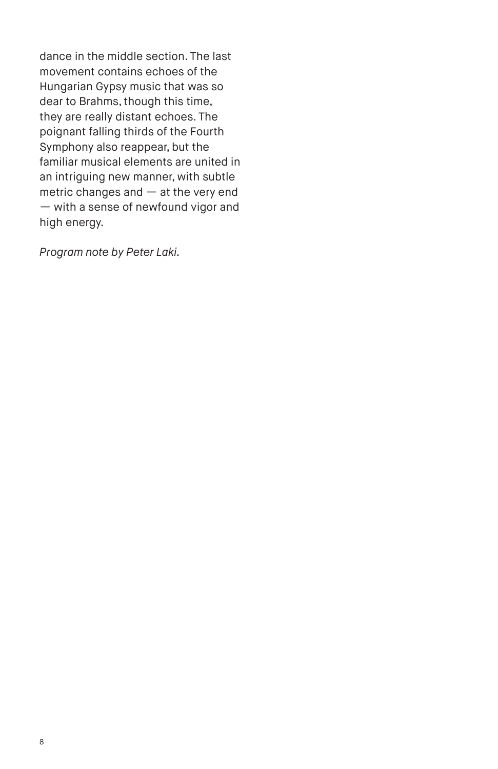dance in the middle section. The last movement contains echoes of the Hungarian Gypsy music that was so dear to Brahms, though this time, they are really distant echoes. The poignant falling thirds of the Fourth Symphony also reappear, but the familiar musical elements are united in an intriguing new manner, with subtle metric changes and — at the very end — with a sense of newfound vigor and high energy.

*Program note by Peter Laki.*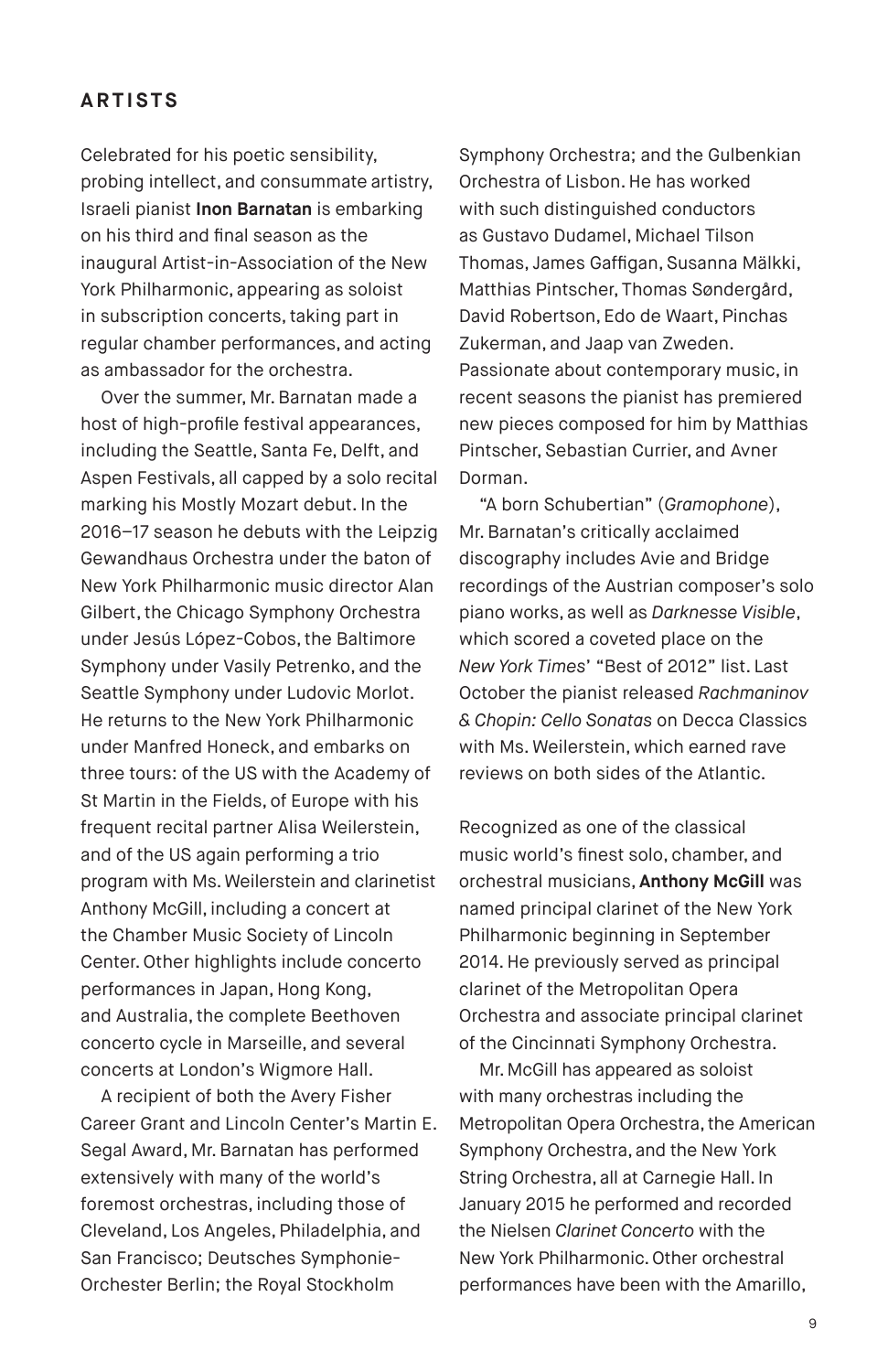## ARTISTS

Celebrated for his poetic sensibility, probing intellect, and consummate artistry, Israeli pianist **Inon Barnatan** is embarking on his third and final season as the inaugural Artist-in-Association of the New York Philharmonic, appearing as soloist in subscription concerts, taking part in regular chamber performances, and acting as ambassador for the orchestra.

Over the summer, Mr. Barnatan made a host of high-profile festival appearances, including the Seattle, Santa Fe, Delft, and Aspen Festivals, all capped by a solo recital marking his Mostly Mozart debut. In the 2016–17 season he debuts with the Leipzig Gewandhaus Orchestra under the baton of New York Philharmonic music director Alan Gilbert, the Chicago Symphony Orchestra under Jesús López-Cobos, the Baltimore Symphony under Vasily Petrenko, and the Seattle Symphony under Ludovic Morlot. He returns to the New York Philharmonic under Manfred Honeck, and embarks on three tours: of the US with the Academy of St Martin in the Fields, of Europe with his frequent recital partner Alisa Weilerstein, and of the US again performing a trio program with Ms. Weilerstein and clarinetist Anthony McGill, including a concert at the Chamber Music Society of Lincoln Center. Other highlights include concerto performances in Japan, Hong Kong, and Australia, the complete Beethoven concerto cycle in Marseille, and several concerts at London's Wigmore Hall.

A recipient of both the Avery Fisher Career Grant and Lincoln Center's Martin E. Segal Award, Mr. Barnatan has performed extensively with many of the world's foremost orchestras, including those of Cleveland, Los Angeles, Philadelphia, and San Francisco; Deutsches Symphonie-Orchester Berlin; the Royal Stockholm Symphony Orchestra; and the Gulbenkian Orchestra of Lisbon. He has worked with such distinguished conductors as Gustavo Dudamel, Michael Tilson Thomas, James Gaffigan, Susanna Mälkki, Matthias Pintscher, Thomas Søndergård, David Robertson, Edo de Waart, Pinchas Zukerman, and Jaap van Zweden. Passionate about contemporary music, in recent seasons the pianist has premiered new pieces composed for him by Matthias Pintscher, Sebastian Currier, and Avner Dorman.

"A born Schubertian" (*Gramophone*), Mr. Barnatan's critically acclaimed discography includes Avie and Bridge recordings of the Austrian composer's solo piano works, as well as *Darknesse Visible*, which scored a coveted place on the *New York Times*' "Best of 2012" list. Last October the pianist released *Rachmaninov & Chopin: Cello Sonatas* on Decca Classics with Ms. Weilerstein, which earned rave reviews on both sides of the Atlantic.

Recognized as one of the classical music world's finest solo, chamber, and orchestral musicians, **Anthony McGill** was named principal clarinet of the New York Philharmonic beginning in September 2014. He previously served as principal clarinet of the Metropolitan Opera Orchestra and associate principal clarinet of the Cincinnati Symphony Orchestra.

Mr. McGill has appeared as soloist with many orchestras including the Metropolitan Opera Orchestra, the American Symphony Orchestra, and the New York String Orchestra, all at Carnegie Hall. In January 2015 he performed and recorded the Nielsen *Clarinet Concerto* with the New York Philharmonic. Other orchestral performances have been with the Amarillo,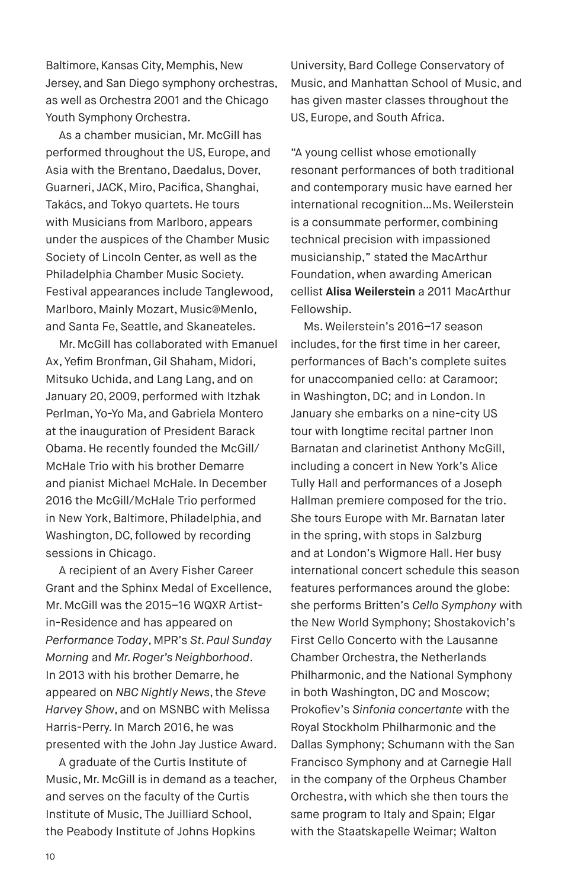Baltimore, Kansas City, Memphis, New Jersey, and San Diego symphony orchestras, as well as Orchestra 2001 and the Chicago Youth Symphony Orchestra.

As a chamber musician, Mr. McGill has performed throughout the US, Europe, and Asia with the Brentano, Daedalus, Dover, Guarneri, JACK, Miro, Pacifica, Shanghai, Takács, and Tokyo quartets. He tours with Musicians from Marlboro, appears under the auspices of the Chamber Music Society of Lincoln Center, as well as the Philadelphia Chamber Music Society. Festival appearances include Tanglewood, Marlboro, Mainly Mozart, Music@Menlo, and Santa Fe, Seattle, and Skaneateles.

Mr. McGill has collaborated with Emanuel Ax, Yefim Bronfman, Gil Shaham, Midori, Mitsuko Uchida, and Lang Lang, and on January 20, 2009, performed with Itzhak Perlman, Yo-Yo Ma, and Gabriela Montero at the inauguration of President Barack Obama. He recently founded the McGill/McHale Trio with his brother Demarre and pianist Michael McHale. In December 2016 the McGill/McHale Trio performed in New York, Baltimore, Philadelphia, and Washington, DC, followed by recording sessions in Chicago.

A recipient of an Avery Fisher Career Grant and the Sphinx Medal of Excellence, Mr. McGill was the 2015–16 WQXR Artist-in-Residence and has appeared on *Performance Today*, MPR's *St. Paul Sunday Morning* and *Mr. Roger's Neighborhood*. In 2013 with his brother Demarre, he appeared on *NBC Nightly News*, the *Steve Harvey Show*, and on MSNBC with Melissa Harris-Perry. In March 2016, he was presented with the John Jay Justice Award.

A graduate of the Curtis Institute of Music, Mr. McGill is in demand as a teacher, and serves on the faculty of the Curtis Institute of Music, The Juilliard School, the Peabody Institute of Johns Hopkins University, Bard College Conservatory of Music, and Manhattan School of Music, and has given master classes throughout the US, Europe, and South Africa.

"A young cellist whose emotionally resonant performances of both traditional and contemporary music have earned her international recognition…Ms. Weilerstein is a consummate performer, combining technical precision with impassioned musicianship," stated the MacArthur Foundation, when awarding American cellist **Alisa Weilerstein** a 2011 MacArthur Fellowship.

Ms. Weilerstein's 2016–17 season includes, for the first time in her career, performances of Bach's complete suites for unaccompanied cello: at Caramoor; in Washington, DC; and in London. In January she embarks on a nine-city US tour with longtime recital partner Inon Barnatan and clarinetist Anthony McGill, including a concert in New York's Alice Tully Hall and performances of a Joseph Hallman premiere composed for the trio. She tours Europe with Mr. Barnatan later in the spring, with stops in Salzburg and at London's Wigmore Hall. Her busy international concert schedule this season features performances around the globe: she performs Britten's *Cello Symphony* with the New World Symphony; Shostakovich's First Cello Concerto with the Lausanne Chamber Orchestra, the Netherlands Philharmonic, and the National Symphony in both Washington, DC and Moscow; Prokofiev's *Sinfonia concertante* with the Royal Stockholm Philharmonic and the Dallas Symphony; Schumann with the San Francisco Symphony and at Carnegie Hall in the company of the Orpheus Chamber Orchestra, with which she then tours the same program to Italy and Spain; Elgar with the Staatskapelle Weimar; Walton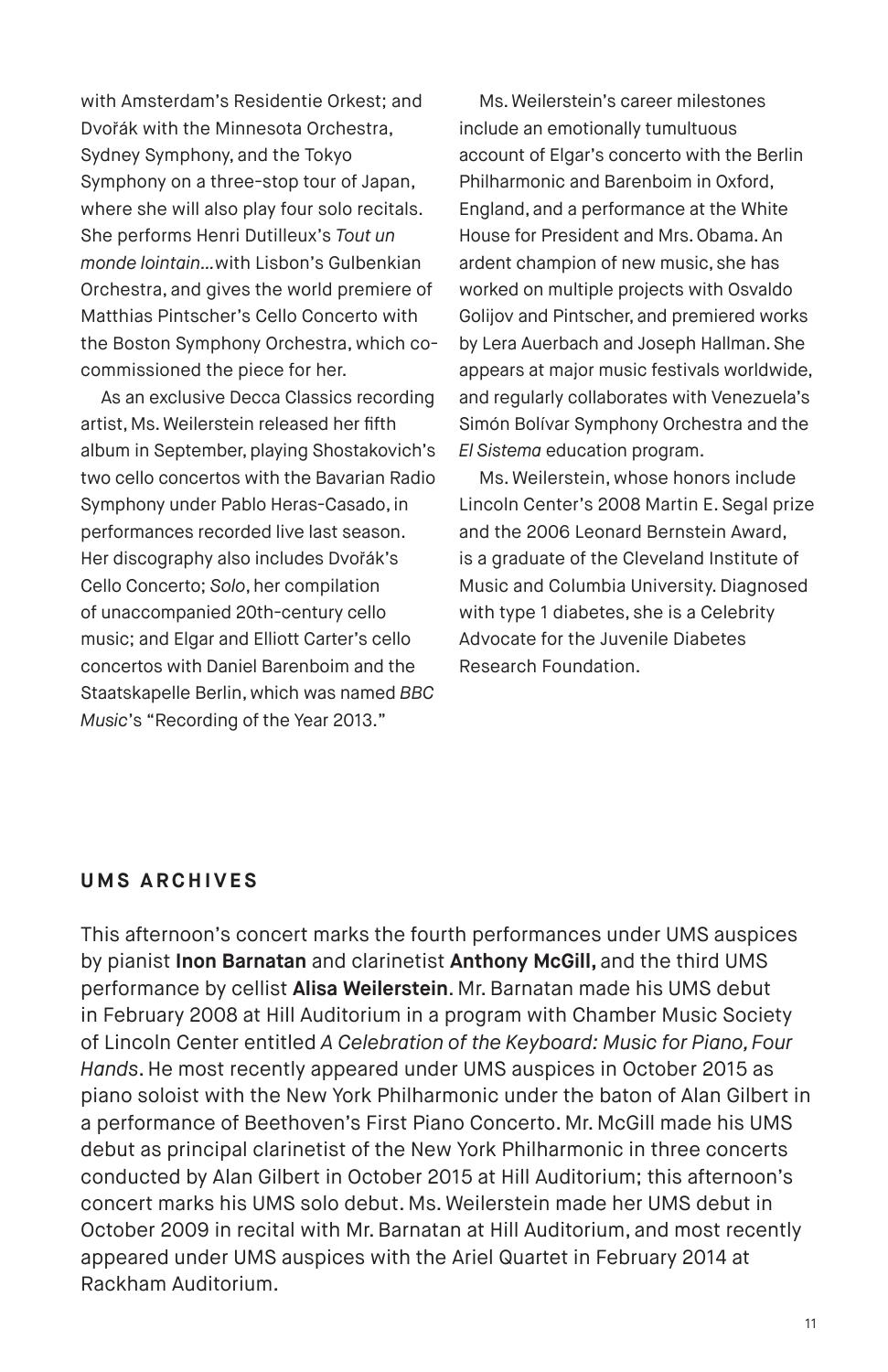with Amsterdam's Residentie Orkest; and Dvořák with the Minnesota Orchestra, Sydney Symphony, and the Tokyo Symphony on a three-stop tour of Japan, where she will also play four solo recitals. She performs Henri Dutilleux's *Tout un monde lointain…* with Lisbon's Gulbenkian Orchestra, and gives the world premiere of Matthias Pintscher's Cello Concerto with the Boston Symphony Orchestra, which co-commissioned the piece for her.

As an exclusive Decca Classics recording artist, Ms. Weilerstein released her fifth album in September, playing Shostakovich's two cello concertos with the Bavarian Radio Symphony under Pablo Heras-Casado, in performances recorded live last season. Her discography also includes Dvořák's Cello Concerto; *Solo*, her compilation of unaccompanied 20th-century cello music; and Elgar and Elliott Carter's cello concertos with Daniel Barenboim and the Staatskapelle Berlin, which was named *BBC Music*'s "Recording of the Year 2013."

Ms. Weilerstein's career milestones include an emotionally tumultuous account of Elgar's concerto with the Berlin Philharmonic and Barenboim in Oxford, England, and a performance at the White House for President and Mrs. Obama. An ardent champion of new music, she has worked on multiple projects with Osvaldo Golijov and Pintscher, and premiered works by Lera Auerbach and Joseph Hallman. She appears at major music festivals worldwide, and regularly collaborates with Venezuela's Simón Bolívar Symphony Orchestra and the *El Sistema* education program.

Ms. Weilerstein, whose honors include Lincoln Center's 2008 Martin E. Segal prize and the 2006 Leonard Bernstein Award, is a graduate of the Cleveland Institute of Music and Columbia University. Diagnosed with type 1 diabetes, she is a Celebrity Advocate for the Juvenile Diabetes Research Foundation.

## UMS ARCHIVES

This afternoon's concert marks the fourth performances under UMS auspices by pianist **Inon Barnatan** and clarinetist **Anthony McGill,** and the third UMS performance by cellist **Alisa Weilerstein**. Mr. Barnatan made his UMS debut in February 2008 at Hill Auditorium in a program with Chamber Music Society of Lincoln Center entitled *A Celebration of the Keyboard: Music for Piano, Four Hands*. He most recently appeared under UMS auspices in October 2015 as piano soloist with the New York Philharmonic under the baton of Alan Gilbert in a performance of Beethoven's First Piano Concerto. Mr. McGill made his UMS debut as principal clarinetist of the New York Philharmonic in three concerts conducted by Alan Gilbert in October 2015 at Hill Auditorium; this afternoon's concert marks his UMS solo debut. Ms. Weilerstein made her UMS debut in October 2009 in recital with Mr. Barnatan at Hill Auditorium, and most recently appeared under UMS auspices with the Ariel Quartet in February 2014 at Rackham Auditorium.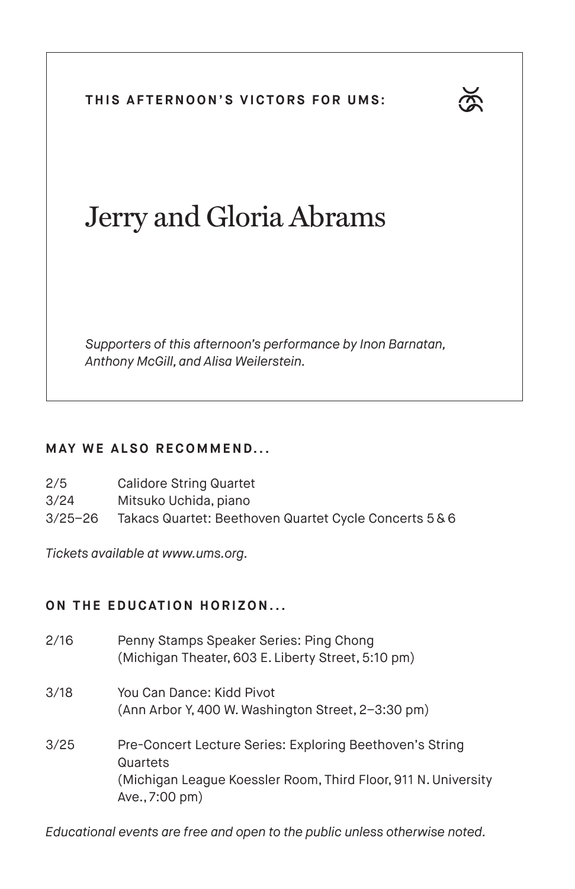**THIS AFTERNOON'S VICTORS FOR UMS:**

# Jerry and Gloria Abrams

*Supporters of this afternoon's performance by Inon Barnatan, Anthony McGill, and Alisa Weilerstein.*

## MAY WE ALSO RECOMMEND...

| | |
|---|---|
| 2/5 | Calidore String Quartet |
| 3/24 | Mitsuko Uchida, piano |
| 3/25–26 | Takacs Quartet: Beethoven Quartet Cycle Concerts 5 & 6 |

*Tickets available at www.ums.org.*

## ON THE EDUCATION HORIZON...

| | |
|---|---|
| 2/16 | Penny Stamps Speaker Series: Ping Chong (Michigan Theater, 603 E. Liberty Street, 5:10 pm) |
| 3/18 | You Can Dance: Kidd Pivot (Ann Arbor Y, 400 W. Washington Street, 2–3:30 pm) |
| 3/25 | Pre-Concert Lecture Series: Exploring Beethoven's String Quartets (Michigan League Koessler Room, Third Floor, 911 N. University Ave., 7:00 pm) |

*Educational events are free and open to the public unless otherwise noted.*